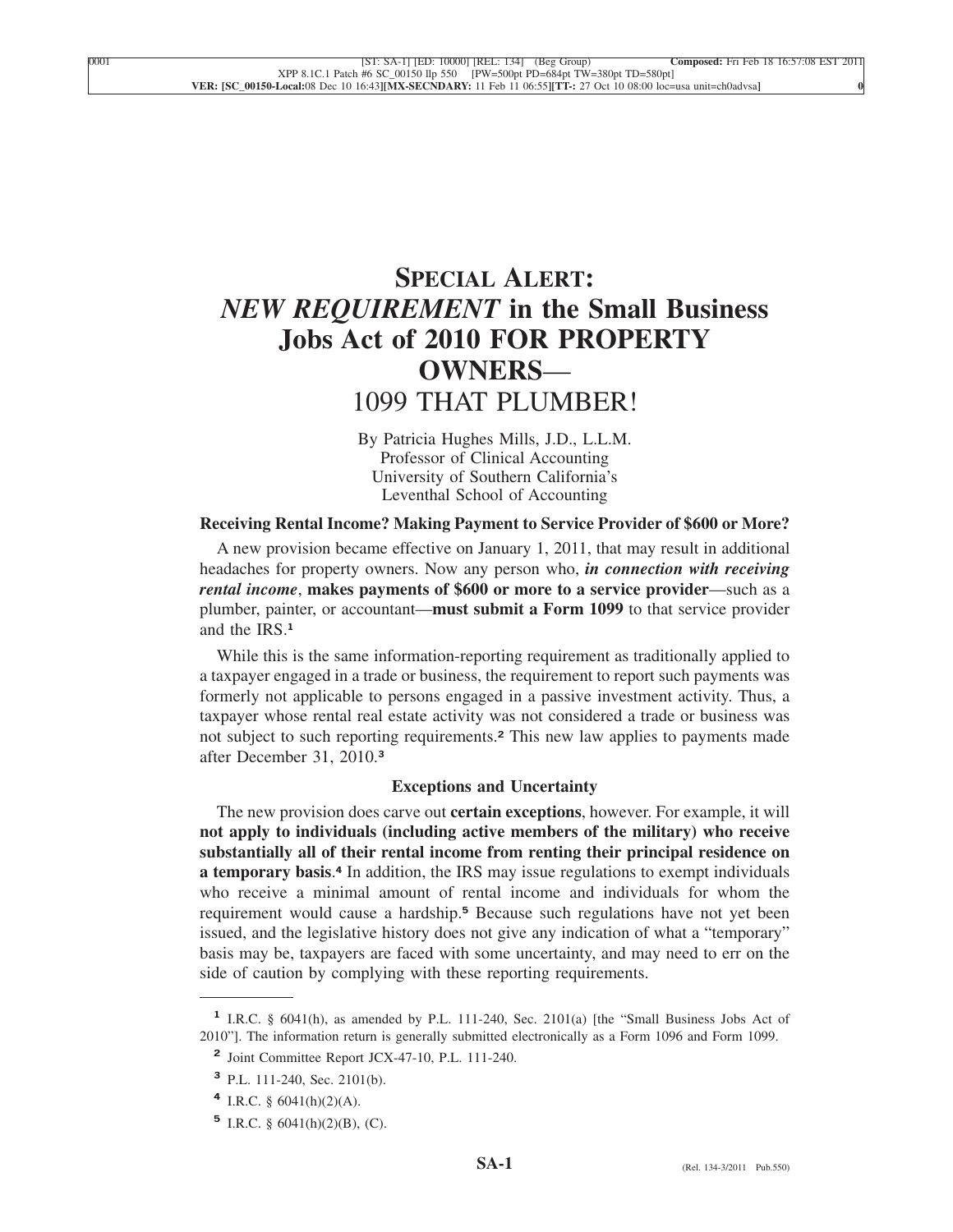# SPECIAL ALERT: *NEW REQUIREMENT* in the Small Business Jobs Act of 2010 FOR PROPERTY OWNERS— 1099 THAT PLUMBER!

By Patricia Hughes Mills, J.D., L.L.M.
Professor of Clinical Accounting
University of Southern California's
Leventhal School of Accounting

### Receiving Rental Income? Making Payment to Service Provider of $600 or More?

A new provision became effective on January 1, 2011, that may result in additional headaches for property owners. Now any person who, ***in connection with receiving rental income***, **makes payments of $600 or more to a service provider**—such as a plumber, painter, or accountant—**must submit a Form 1099** to that service provider and the IRS.[1]

While this is the same information-reporting requirement as traditionally applied to a taxpayer engaged in a trade or business, the requirement to report such payments was formerly not applicable to persons engaged in a passive investment activity. Thus, a taxpayer whose rental real estate activity was not considered a trade or business was not subject to such reporting requirements.[2] This new law applies to payments made after December 31, 2010.[3]

### Exceptions and Uncertainty

The new provision does carve out **certain exceptions**, however. For example, it will **not apply to individuals (including active members of the military) who receive substantially all of their rental income from renting their principal residence on a temporary basis**.[4] In addition, the IRS may issue regulations to exempt individuals who receive a minimal amount of rental income and individuals for whom the requirement would cause a hardship.[5] Because such regulations have not yet been issued, and the legislative history does not give any indication of what a "temporary" basis may be, taxpayers are faced with some uncertainty, and may need to err on the side of caution by complying with these reporting requirements.

---

[1] I.R.C. § 6041(h), as amended by P.L. 111-240, Sec. 2101(a) [the "Small Business Jobs Act of 2010"]. The information return is generally submitted electronically as a Form 1096 and Form 1099.

[2] Joint Committee Report JCX-47-10, P.L. 111-240.

[3] P.L. 111-240, Sec. 2101(b).

[4] I.R.C. § 6041(h)(2)(A).

[5] I.R.C. § 6041(h)(2)(B), (C).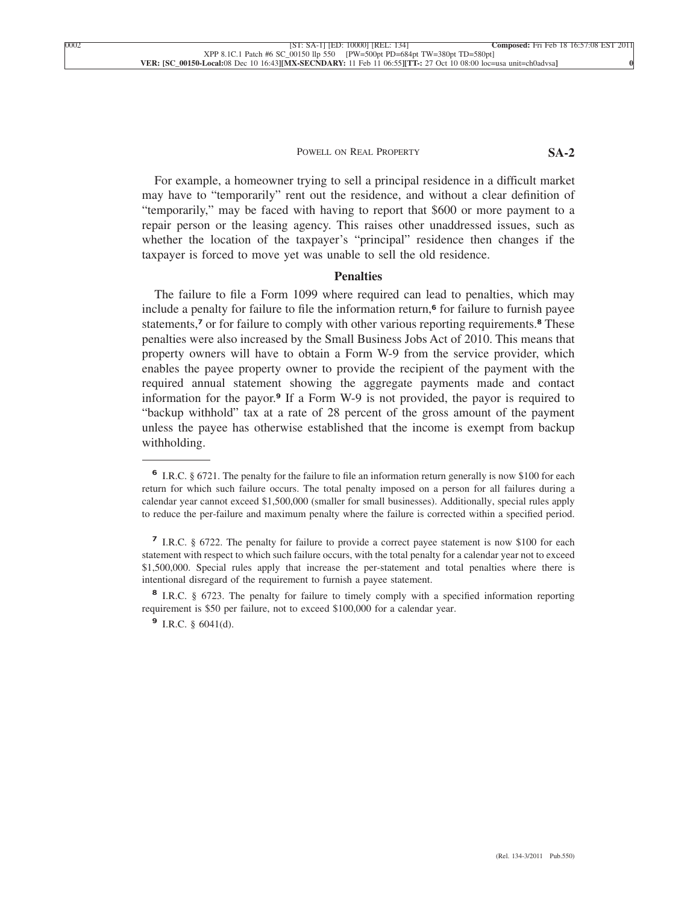For example, a homeowner trying to sell a principal residence in a difficult market may have to "temporarily" rent out the residence, and without a clear definition of "temporarily," may be faced with having to report that $600 or more payment to a repair person or the leasing agency. This raises other unaddressed issues, such as whether the location of the taxpayer's "principal" residence then changes if the taxpayer is forced to move yet was unable to sell the old residence.

**Penalties**

The failure to file a Form 1099 where required can lead to penalties, which may include a penalty for failure to file the information return,[6] for failure to furnish payee statements,[7] or for failure to comply with other various reporting requirements.[8] These penalties were also increased by the Small Business Jobs Act of 2010. This means that property owners will have to obtain a Form W-9 from the service provider, which enables the payee property owner to provide the recipient of the payment with the required annual statement showing the aggregate payments made and contact information for the payor.[9] If a Form W-9 is not provided, the payor is required to "backup withhold" tax at a rate of 28 percent of the gross amount of the payment unless the payee has otherwise established that the income is exempt from backup withholding.

---

[6] I.R.C. § 6721. The penalty for the failure to file an information return generally is now $100 for each return for which such failure occurs. The total penalty imposed on a person for all failures during a calendar year cannot exceed $1,500,000 (smaller for small businesses). Additionally, special rules apply to reduce the per-failure and maximum penalty where the failure is corrected within a specified period.

[7] I.R.C. § 6722. The penalty for failure to provide a correct payee statement is now $100 for each statement with respect to which such failure occurs, with the total penalty for a calendar year not to exceed $1,500,000. Special rules apply that increase the per-statement and total penalties where there is intentional disregard of the requirement to furnish a payee statement.

[8] I.R.C. § 6723. The penalty for failure to timely comply with a specified information reporting requirement is $50 per failure, not to exceed $100,000 for a calendar year.

[9] I.R.C. § 6041(d).